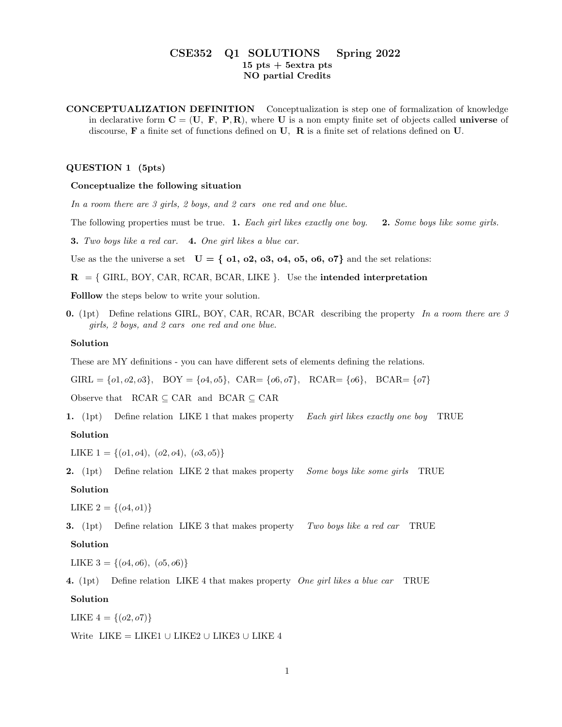# CSE352 Q1 SOLUTIONS Spring 2022

**15 pts + 5extra pts**

**NO partial Credits**

**CONCEPTUALIZATION DEFINITION** Conceptualization is step one of formalization of knowledge in declarative form $\mathbf{C} = (\mathbf{U},\ \mathbf{F},\ \mathbf{P}, \mathbf{R})$, where $\mathbf{U}$ is a non empty finite set of objects called **universe** of discourse, $\mathbf{F}$ a finite set of functions defined on $\mathbf{U}$, $\mathbf{R}$ is a finite set of relations defined on $\mathbf{U}$.

## QUESTION 1 (5pts)

**Conceptualize the following situation**

*In a room there are 3 girls, 2 boys, and 2 cars one red and one blue.*

The following properties must be true. **1.** *Each girl likes exactly one boy.* **2.** *Some boys like some girls.*

**3.** *Two boys like a red car.* **4.** *One girl likes a blue car.*

Use as the the universe a set $\mathbf{U} = \{\ \mathbf{o1, o2, o3, o4, o5, o6, o7}\}$ and the set relations:

$\mathbf{R}$ = { GIRL, BOY, CAR, RCAR, BCAR, LIKE }. Use the **intended interpretation**

**Folllow** the steps below to write your solution.

**0.** (1pt) Define relations GIRL, BOY, CAR, RCAR, BCAR describing the property *In a room there are 3 girls, 2 boys, and 2 cars one red and one blue.*

**Solution**

These are MY definitions - you can have different sets of elements defining the relations.

GIRL = $\{o1, o2, o3\}$, BOY = $\{o4, o5\}$, CAR= $\{o6, o7\}$, RCAR= $\{o6\}$, BCAR= $\{o7\}$

Observe that RCAR $\subseteq$ CAR and BCAR $\subseteq$ CAR

**1.** (1pt) Define relation LIKE 1 that makes property *Each girl likes exactly one boy* TRUE

**Solution**

LIKE 1 = $\{(o1, o4),\ (o2, o4),\ (o3, o5)\}$

**2.** (1pt) Define relation LIKE 2 that makes property *Some boys like some girls* TRUE

**Solution**

LIKE 2 = $\{(o4, o1)\}$

**3.** (1pt) Define relation LIKE 3 that makes property *Two boys like a red car* TRUE

**Solution**

LIKE 3 = $\{(o4, o6),\ (o5, o6)\}$

**4.** (1pt) Define relation LIKE 4 that makes property *One girl likes a blue car* TRUE

**Solution**

LIKE 4 = $\{(o2, o7)\}$

Write LIKE = LIKE1 $\cup$ LIKE2 $\cup$ LIKE3 $\cup$ LIKE 4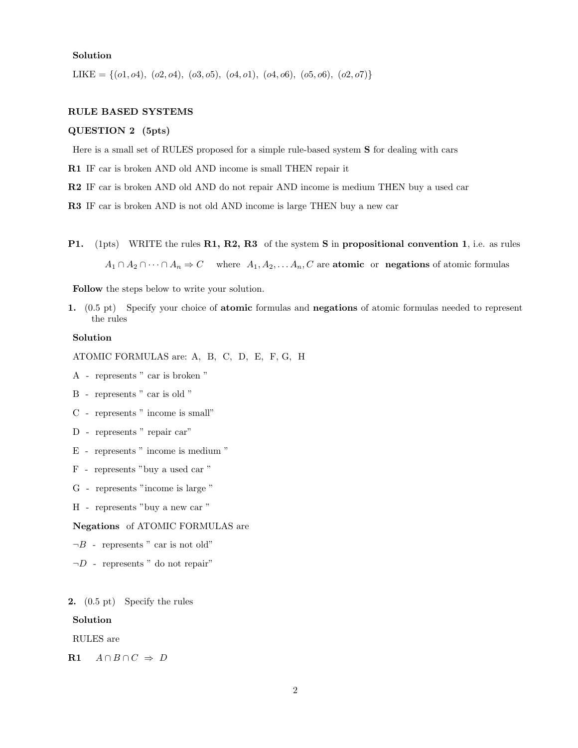**Solution**

LIKE = $\{(o1, o4),\ (o2, o4),\ (o3, o5),\ (o4, o1),\ (o4, o6),\ (o5, o6),\ (o2, o7)\}$

**RULE BASED SYSTEMS**

**QUESTION 2 (5pts)**

Here is a small set of RULES proposed for a simple rule-based system **S** for dealing with cars

**R1** IF car is broken AND old AND income is small THEN repair it

**R2** IF car is broken AND old AND do not repair AND income is medium THEN buy a used car

**R3** IF car is broken AND is not old AND income is large THEN buy a new car

**P1.** (1pts) WRITE the rules **R1, R2, R3** of the system **S** in **propositional convention 1**, i.e. as rules

$A_1 \cap A_2 \cap \dots \cap A_n \Rightarrow C$ where $A_1, A_2, \dots A_n, C$ are **atomic** or **negations** of atomic formulas

**Follow** the steps below to write your solution.

**1.** (0.5 pt) Specify your choice of **atomic** formulas and **negations** of atomic formulas needed to represent the rules

**Solution**

ATOMIC FORMULAS are: A, B, C, D, E, F, G, H

A - represents " car is broken "

B - represents " car is old "

C - represents " income is small"

D - represents " repair car"

E - represents " income is medium "

F - represents "buy a used car "

G - represents "income is large "

H - represents "buy a new car "

**Negations** of ATOMIC FORMULAS are

$\neg B$ - represents " car is not old"

$\neg D$ - represents " do not repair"

**2.** (0.5 pt) Specify the rules

**Solution**

RULES are

**R1** $A \cap B \cap C \Rightarrow D$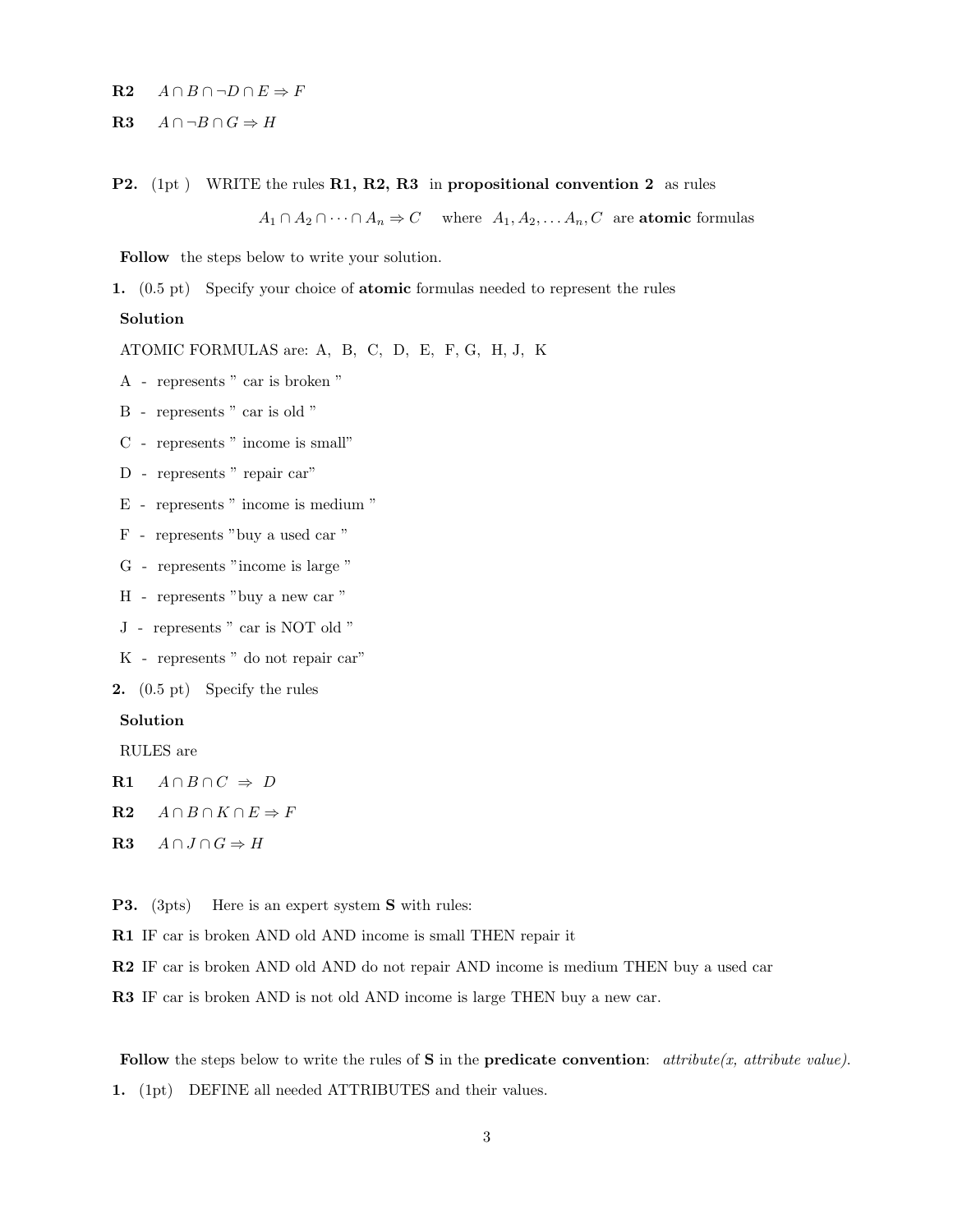**R2** $A \cap B \cap \neg D \cap E \Rightarrow F$

**R3** $A \cap \neg B \cap G \Rightarrow H$

**P2.** (1pt ) WRITE the rules **R1, R2, R3** in **propositional convention 2** as rules

$$A_1 \cap A_2 \cap \cdots \cap A_n \Rightarrow C \quad \text{ where } A_1, A_2, \ldots A_n, C \text{ are **atomic** formulas}$$

**Follow** the steps below to write your solution.

**1.** (0.5 pt) Specify your choice of **atomic** formulas needed to represent the rules

**Solution**

ATOMIC FORMULAS are: A, B, C, D, E, F, G, H, J, K

A - represents " car is broken "

B - represents " car is old "

C - represents " income is small"

D - represents " repair car"

E - represents " income is medium "

F - represents "buy a used car "

G - represents "income is large "

H - represents "buy a new car "

J - represents " car is NOT old "

K - represents " do not repair car"

**2.** (0.5 pt) Specify the rules

**Solution**

RULES are

**R1** $A \cap B \cap C \Rightarrow D$

**R2** $A \cap B \cap K \cap E \Rightarrow F$

**R3** $A \cap J \cap G \Rightarrow H$

**P3.** (3pts) Here is an expert system **S** with rules:

**R1** IF car is broken AND old AND income is small THEN repair it

**R2** IF car is broken AND old AND do not repair AND income is medium THEN buy a used car

**R3** IF car is broken AND is not old AND income is large THEN buy a new car.

**Follow** the steps below to write the rules of **S** in the **predicate convention**: *attribute(x, attribute value).*

**1.** (1pt) DEFINE all needed ATTRIBUTES and their values.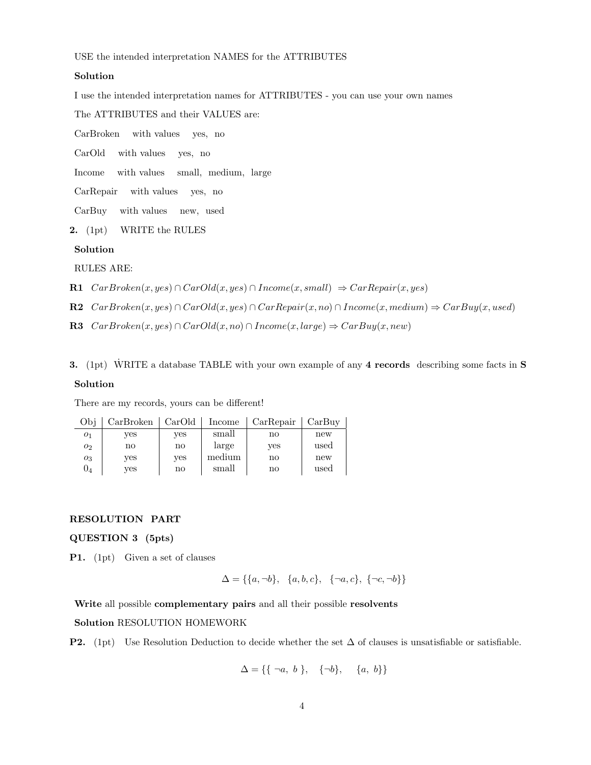USE the intended interpretation NAMES for the ATTRIBUTES

**Solution**

I use the intended interpretation names for ATTRIBUTES - you can use your own names

The ATTRIBUTES and their VALUES are:

CarBroken with values yes, no

CarOld with values yes, no

Income with values small, medium, large

CarRepair with values yes, no

CarBuy with values new, used

**2.** (1pt) WRITE the RULES

**Solution**

RULES ARE:

**R1** $CarBroken(x, yes) \cap CarOld(x, yes) \cap Income(x, small) \Rightarrow CarRepair(x, yes)$

**R2** $CarBroken(x, yes) \cap CarOld(x, yes) \cap CarRepair(x, no) \cap Income(x, medium) \Rightarrow CarBuy(x, used)$

**R3** $CarBroken(x, yes) \cap CarOld(x, no) \cap Income(x, large) \Rightarrow CarBuy(x, new)$

**3.** (1pt) WRITE a database TABLE with your own example of any **4 records** describing some facts in **S**

**Solution**

There are my records, yours can be different!

| Obj | CarBroken | CarOld | Income | CarRepair | CarBuy |
|---|---|---|---|---|---|
| $o_1$ | yes | yes | small | no | new |
| $o_2$ | no | no | large | yes | used |
| $o_3$ | yes | yes | medium | no | new |
| $0_4$ | yes | no | small | no | used |

**RESOLUTION PART**

**QUESTION 3 (5pts)**

**P1.** (1pt) Given a set of clauses

$$\Delta = \{\{a, \neg b\}, \ \{a, b, c\}, \ \{\neg a, c\}, \ \{\neg c, \neg b\}\}$$

**Write** all possible **complementary pairs** and all their possible **resolvents**

**Solution** RESOLUTION HOMEWORK

**P2.** (1pt) Use Resolution Deduction to decide whether the set $\Delta$ of clauses is unsatisfiable or satisfiable.

$$\Delta = \{\{ \neg a, \ b \}, \quad \{\neg b\}, \quad \{a, \ b\}\}$$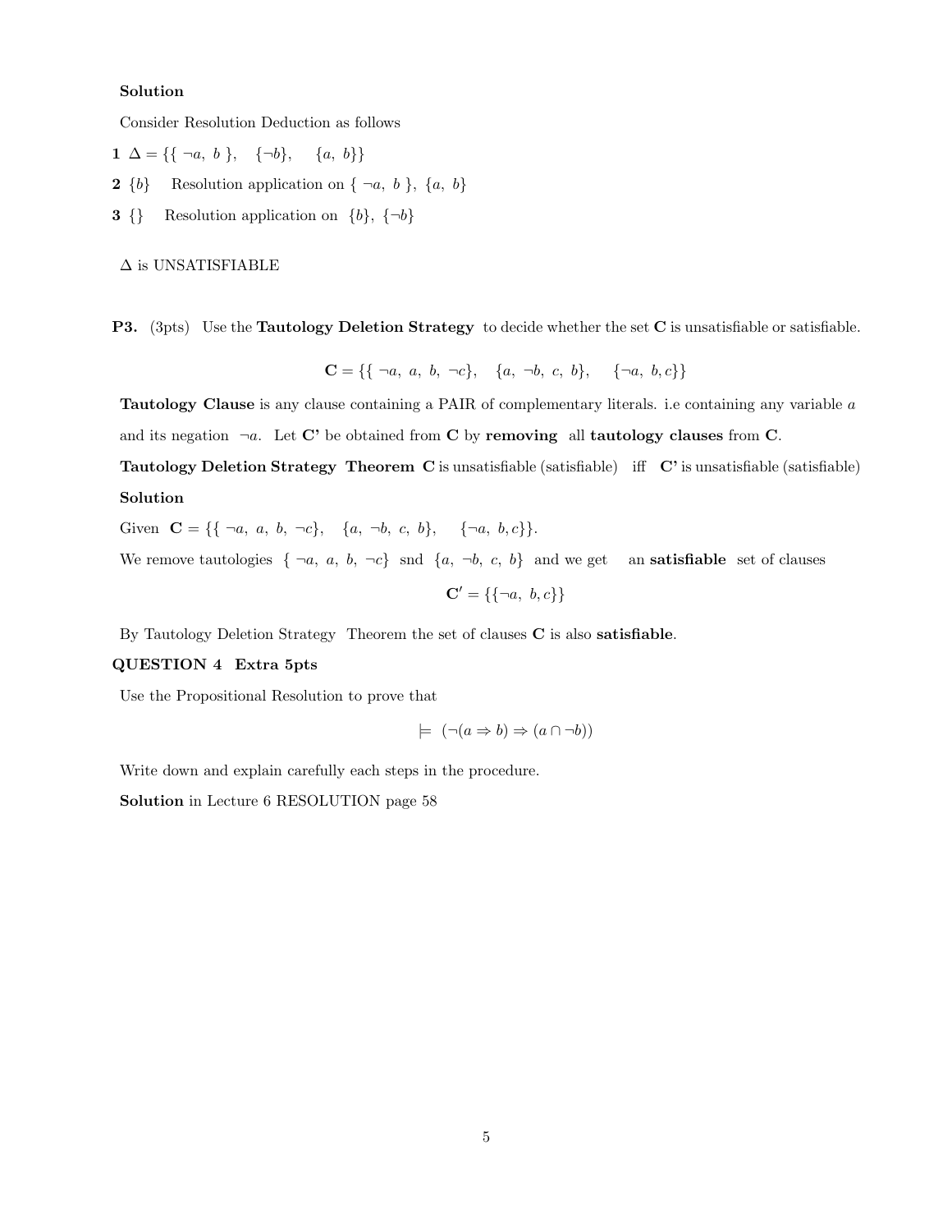**Solution**

Consider Resolution Deduction as follows

**1** $\Delta = \{\{\ \neg a,\ b\ \},\quad \{\neg b\},\quad \{a,\ b\}\}$

**2** $\{b\}$ Resolution application on $\{\ \neg a,\ b\ \},\ \{a,\ b\}$

**3** $\{\}$ Resolution application on $\{b\},\ \{\neg b\}$

$\Delta$ is UNSATISFIABLE

**P3.** (3pts) Use the **Tautology Deletion Strategy** to decide whether the set **C** is unsatisfiable or satisfiable.

$$\mathbf{C} = \{\{\ \neg a,\ a,\ b,\ \neg c\},\quad \{a,\ \neg b,\ c,\ b\},\quad \{\neg a,\ b, c\}\}$$

**Tautology Clause** is any clause containing a PAIR of complementary literals. i.e containing any variable $a$ and its negation $\neg a$. Let **C'** be obtained from **C** by **removing** all **tautology clauses** from **C**.

**Tautology Deletion Strategy Theorem** **C** is unsatisfiable (satisfiable) iff **C'** is unsatisfiable (satisfiable)

**Solution**

Given $\mathbf{C} = \{\{\ \neg a,\ a,\ b,\ \neg c\},\quad \{a,\ \neg b,\ c,\ b\},\quad \{\neg a,\ b, c\}\}$.

We remove tautologies $\{\ \neg a,\ a,\ b,\ \neg c\}$ snd $\{a,\ \neg b,\ c,\ b\}$ and we get an **satisfiable** set of clauses

$$\mathbf{C}' = \{\{\neg a,\ b, c\}\}$$

By Tautology Deletion Strategy Theorem the set of clauses **C** is also **satisfiable**.

**QUESTION 4 Extra 5pts**

Use the Propositional Resolution to prove that

$$\models\ (\neg(a \Rightarrow b) \Rightarrow (a \cap \neg b))$$

Write down and explain carefully each steps in the procedure.

**Solution** in Lecture 6 RESOLUTION page 58